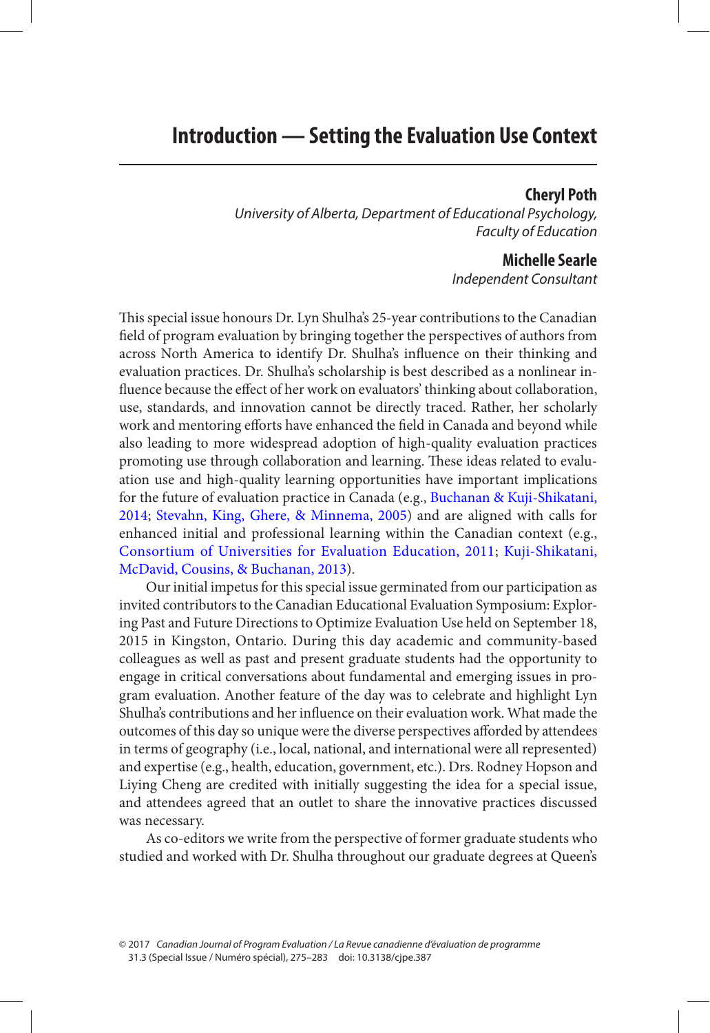# Introduction — Setting the Evaluation Use Context

**Cheryl Poth**
*University of Alberta, Department of Educational Psychology, Faculty of Education*

**Michelle Searle**
*Independent Consultant*

This special issue honours Dr. Lyn Shulha's 25-year contributions to the Canadian field of program evaluation by bringing together the perspectives of authors from across North America to identify Dr. Shulha's influence on their thinking and evaluation practices. Dr. Shulha's scholarship is best described as a nonlinear influence because the effect of her work on evaluators' thinking about collaboration, use, standards, and innovation cannot be directly traced. Rather, her scholarly work and mentoring efforts have enhanced the field in Canada and beyond while also leading to more widespread adoption of high-quality evaluation practices promoting use through collaboration and learning. These ideas related to evaluation use and high-quality learning opportunities have important implications for the future of evaluation practice in Canada (e.g., Buchanan & Kuji-Shikatani, 2014; Stevahn, King, Ghere, & Minnema, 2005) and are aligned with calls for enhanced initial and professional learning within the Canadian context (e.g., Consortium of Universities for Evaluation Education, 2011; Kuji-Shikatani, McDavid, Cousins, & Buchanan, 2013).

Our initial impetus for this special issue germinated from our participation as invited contributors to the Canadian Educational Evaluation Symposium: Exploring Past and Future Directions to Optimize Evaluation Use held on September 18, 2015 in Kingston, Ontario. During this day academic and community-based colleagues as well as past and present graduate students had the opportunity to engage in critical conversations about fundamental and emerging issues in program evaluation. Another feature of the day was to celebrate and highlight Lyn Shulha's contributions and her influence on their evaluation work. What made the outcomes of this day so unique were the diverse perspectives afforded by attendees in terms of geography (i.e., local, national, and international were all represented) and expertise (e.g., health, education, government, etc.). Drs. Rodney Hopson and Liying Cheng are credited with initially suggesting the idea for a special issue, and attendees agreed that an outlet to share the innovative practices discussed was necessary.

As co-editors we write from the perspective of former graduate students who studied and worked with Dr. Shulha throughout our graduate degrees at Queen's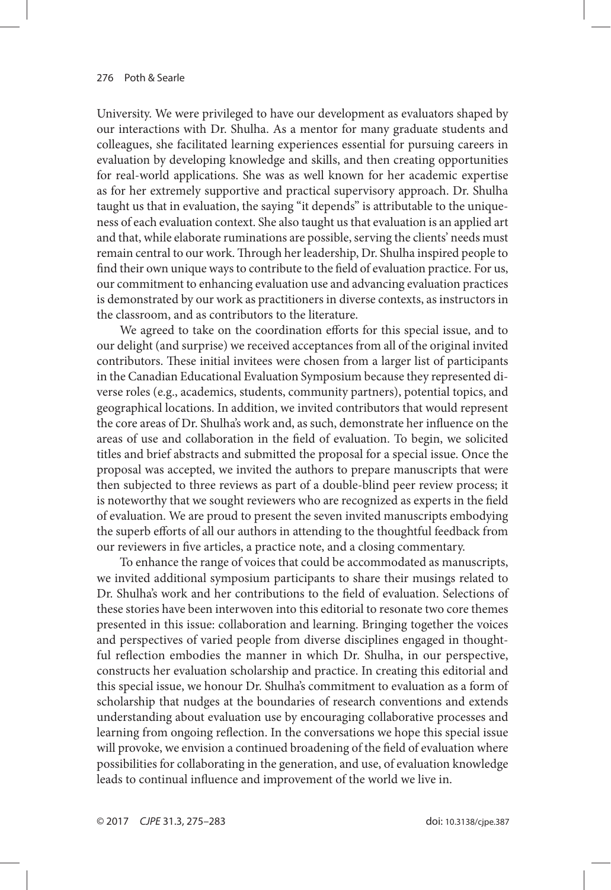University. We were privileged to have our development as evaluators shaped by our interactions with Dr. Shulha. As a mentor for many graduate students and colleagues, she facilitated learning experiences essential for pursuing careers in evaluation by developing knowledge and skills, and then creating opportunities for real-world applications. She was as well known for her academic expertise as for her extremely supportive and practical supervisory approach. Dr. Shulha taught us that in evaluation, the saying "it depends" is attributable to the uniqueness of each evaluation context. She also taught us that evaluation is an applied art and that, while elaborate ruminations are possible, serving the clients' needs must remain central to our work. Through her leadership, Dr. Shulha inspired people to find their own unique ways to contribute to the field of evaluation practice. For us, our commitment to enhancing evaluation use and advancing evaluation practices is demonstrated by our work as practitioners in diverse contexts, as instructors in the classroom, and as contributors to the literature.

We agreed to take on the coordination efforts for this special issue, and to our delight (and surprise) we received acceptances from all of the original invited contributors. These initial invitees were chosen from a larger list of participants in the Canadian Educational Evaluation Symposium because they represented diverse roles (e.g., academics, students, community partners), potential topics, and geographical locations. In addition, we invited contributors that would represent the core areas of Dr. Shulha's work and, as such, demonstrate her influence on the areas of use and collaboration in the field of evaluation. To begin, we solicited titles and brief abstracts and submitted the proposal for a special issue. Once the proposal was accepted, we invited the authors to prepare manuscripts that were then subjected to three reviews as part of a double-blind peer review process; it is noteworthy that we sought reviewers who are recognized as experts in the field of evaluation. We are proud to present the seven invited manuscripts embodying the superb efforts of all our authors in attending to the thoughtful feedback from our reviewers in five articles, a practice note, and a closing commentary.

To enhance the range of voices that could be accommodated as manuscripts, we invited additional symposium participants to share their musings related to Dr. Shulha's work and her contributions to the field of evaluation. Selections of these stories have been interwoven into this editorial to resonate two core themes presented in this issue: collaboration and learning. Bringing together the voices and perspectives of varied people from diverse disciplines engaged in thoughtful reflection embodies the manner in which Dr. Shulha, in our perspective, constructs her evaluation scholarship and practice. In creating this editorial and this special issue, we honour Dr. Shulha's commitment to evaluation as a form of scholarship that nudges at the boundaries of research conventions and extends understanding about evaluation use by encouraging collaborative processes and learning from ongoing reflection. In the conversations we hope this special issue will provoke, we envision a continued broadening of the field of evaluation where possibilities for collaborating in the generation, and use, of evaluation knowledge leads to continual influence and improvement of the world we live in.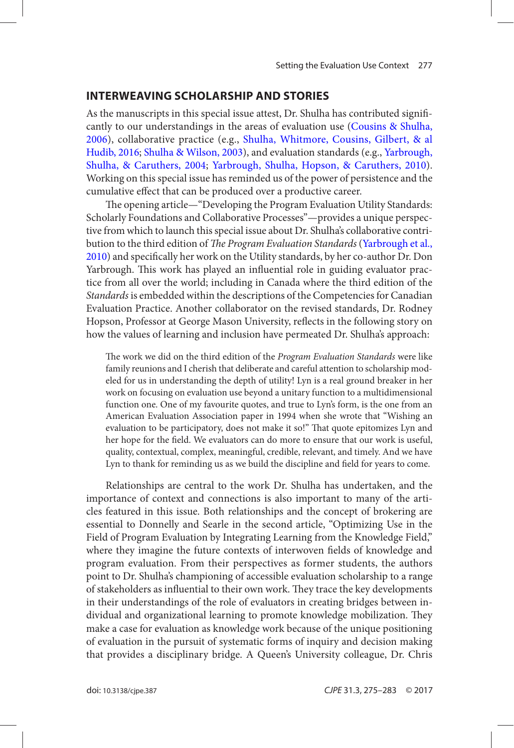## INTERWEAVING SCHOLARSHIP AND STORIES

As the manuscripts in this special issue attest, Dr. Shulha has contributed significantly to our understandings in the areas of evaluation use (Cousins & Shulha, 2006), collaborative practice (e.g., Shulha, Whitmore, Cousins, Gilbert, & al Hudib, 2016; Shulha & Wilson, 2003), and evaluation standards (e.g., Yarbrough, Shulha, & Caruthers, 2004; Yarbrough, Shulha, Hopson, & Caruthers, 2010). Working on this special issue has reminded us of the power of persistence and the cumulative effect that can be produced over a productive career.

The opening article—"Developing the Program Evaluation Utility Standards: Scholarly Foundations and Collaborative Processes"—provides a unique perspective from which to launch this special issue about Dr. Shulha's collaborative contribution to the third edition of *The Program Evaluation Standards* (Yarbrough et al., 2010) and specifically her work on the Utility standards, by her co-author Dr. Don Yarbrough. This work has played an influential role in guiding evaluator practice from all over the world; including in Canada where the third edition of the *Standards* is embedded within the descriptions of the Competencies for Canadian Evaluation Practice. Another collaborator on the revised standards, Dr. Rodney Hopson, Professor at George Mason University, reflects in the following story on how the values of learning and inclusion have permeated Dr. Shulha's approach:

> The work we did on the third edition of the *Program Evaluation Standards* were like family reunions and I cherish that deliberate and careful attention to scholarship modeled for us in understanding the depth of utility! Lyn is a real ground breaker in her work on focusing on evaluation use beyond a unitary function to a multidimensional function one. One of my favourite quotes, and true to Lyn's form, is the one from an American Evaluation Association paper in 1994 when she wrote that "Wishing an evaluation to be participatory, does not make it so!" That quote epitomizes Lyn and her hope for the field. We evaluators can do more to ensure that our work is useful, quality, contextual, complex, meaningful, credible, relevant, and timely. And we have Lyn to thank for reminding us as we build the discipline and field for years to come.

Relationships are central to the work Dr. Shulha has undertaken, and the importance of context and connections is also important to many of the articles featured in this issue. Both relationships and the concept of brokering are essential to Donnelly and Searle in the second article, "Optimizing Use in the Field of Program Evaluation by Integrating Learning from the Knowledge Field," where they imagine the future contexts of interwoven fields of knowledge and program evaluation. From their perspectives as former students, the authors point to Dr. Shulha's championing of accessible evaluation scholarship to a range of stakeholders as influential to their own work. They trace the key developments in their understandings of the role of evaluators in creating bridges between individual and organizational learning to promote knowledge mobilization. They make a case for evaluation as knowledge work because of the unique positioning of evaluation in the pursuit of systematic forms of inquiry and decision making that provides a disciplinary bridge. A Queen's University colleague, Dr. Chris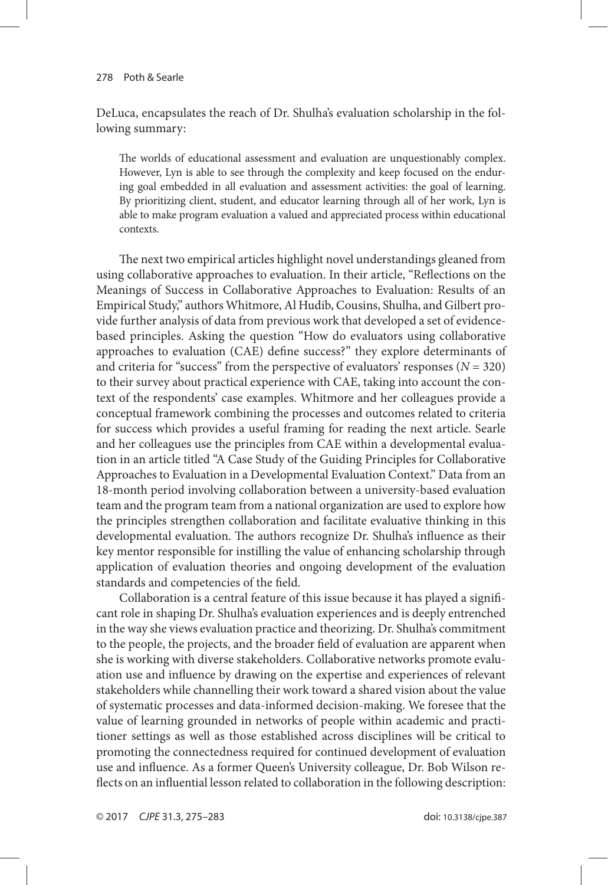DeLuca, encapsulates the reach of Dr. Shulha's evaluation scholarship in the following summary:

> The worlds of educational assessment and evaluation are unquestionably complex. However, Lyn is able to see through the complexity and keep focused on the enduring goal embedded in all evaluation and assessment activities: the goal of learning. By prioritizing client, student, and educator learning through all of her work, Lyn is able to make program evaluation a valued and appreciated process within educational contexts.

The next two empirical articles highlight novel understandings gleaned from using collaborative approaches to evaluation. In their article, "Reflections on the Meanings of Success in Collaborative Approaches to Evaluation: Results of an Empirical Study," authors Whitmore, Al Hudib, Cousins, Shulha, and Gilbert provide further analysis of data from previous work that developed a set of evidence-based principles. Asking the question "How do evaluators using collaborative approaches to evaluation (CAE) define success?" they explore determinants of and criteria for "success" from the perspective of evaluators' responses ($N = 320$) to their survey about practical experience with CAE, taking into account the context of the respondents' case examples. Whitmore and her colleagues provide a conceptual framework combining the processes and outcomes related to criteria for success which provides a useful framing for reading the next article. Searle and her colleagues use the principles from CAE within a developmental evaluation in an article titled "A Case Study of the Guiding Principles for Collaborative Approaches to Evaluation in a Developmental Evaluation Context." Data from an 18-month period involving collaboration between a university-based evaluation team and the program team from a national organization are used to explore how the principles strengthen collaboration and facilitate evaluative thinking in this developmental evaluation. The authors recognize Dr. Shulha's influence as their key mentor responsible for instilling the value of enhancing scholarship through application of evaluation theories and ongoing development of the evaluation standards and competencies of the field.

Collaboration is a central feature of this issue because it has played a significant role in shaping Dr. Shulha's evaluation experiences and is deeply entrenched in the way she views evaluation practice and theorizing. Dr. Shulha's commitment to the people, the projects, and the broader field of evaluation are apparent when she is working with diverse stakeholders. Collaborative networks promote evaluation use and influence by drawing on the expertise and experiences of relevant stakeholders while channelling their work toward a shared vision about the value of systematic processes and data-informed decision-making. We foresee that the value of learning grounded in networks of people within academic and practitioner settings as well as those established across disciplines will be critical to promoting the connectedness required for continued development of evaluation use and influence. As a former Queen's University colleague, Dr. Bob Wilson reflects on an influential lesson related to collaboration in the following description: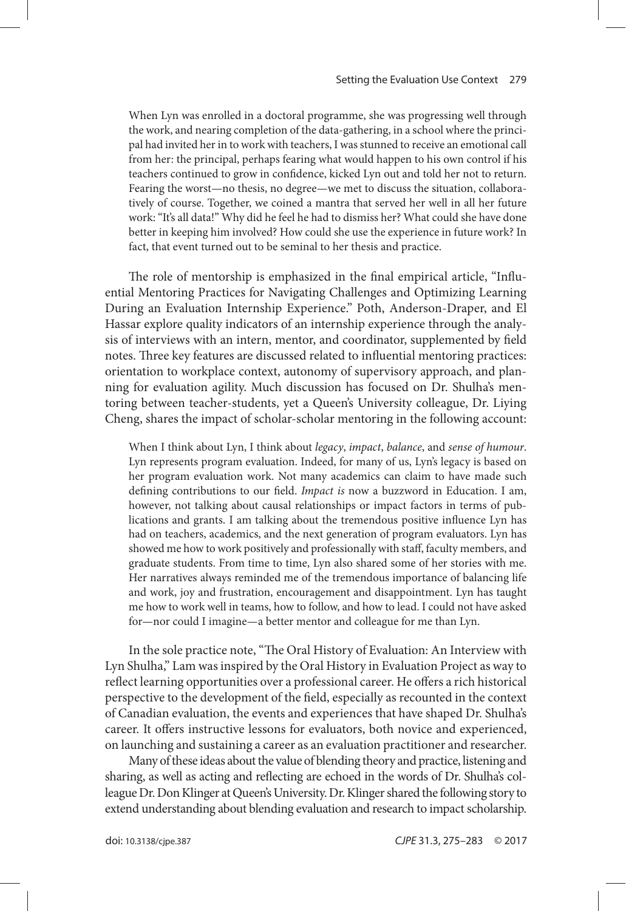> When Lyn was enrolled in a doctoral programme, she was progressing well through the work, and nearing completion of the data-gathering, in a school where the principal had invited her in to work with teachers, I was stunned to receive an emotional call from her: the principal, perhaps fearing what would happen to his own control if his teachers continued to grow in confidence, kicked Lyn out and told her not to return. Fearing the worst—no thesis, no degree—we met to discuss the situation, collaboratively of course. Together, we coined a mantra that served her well in all her future work: "It's all data!" Why did he feel he had to dismiss her? What could she have done better in keeping him involved? How could she use the experience in future work? In fact, that event turned out to be seminal to her thesis and practice.

The role of mentorship is emphasized in the final empirical article, "Influential Mentoring Practices for Navigating Challenges and Optimizing Learning During an Evaluation Internship Experience." Poth, Anderson-Draper, and El Hassar explore quality indicators of an internship experience through the analysis of interviews with an intern, mentor, and coordinator, supplemented by field notes. Three key features are discussed related to influential mentoring practices: orientation to workplace context, autonomy of supervisory approach, and planning for evaluation agility. Much discussion has focused on Dr. Shulha's mentoring between teacher-students, yet a Queen's University colleague, Dr. Liying Cheng, shares the impact of scholar-scholar mentoring in the following account:

> When I think about Lyn, I think about *legacy*, *impact*, *balance*, and *sense of humour*. Lyn represents program evaluation. Indeed, for many of us, Lyn's legacy is based on her program evaluation work. Not many academics can claim to have made such defining contributions to our field. *Impact is* now a buzzword in Education. I am, however, not talking about causal relationships or impact factors in terms of publications and grants. I am talking about the tremendous positive influence Lyn has had on teachers, academics, and the next generation of program evaluators. Lyn has showed me how to work positively and professionally with staff, faculty members, and graduate students. From time to time, Lyn also shared some of her stories with me. Her narratives always reminded me of the tremendous importance of balancing life and work, joy and frustration, encouragement and disappointment. Lyn has taught me how to work well in teams, how to follow, and how to lead. I could not have asked for—nor could I imagine—a better mentor and colleague for me than Lyn.

In the sole practice note, "The Oral History of Evaluation: An Interview with Lyn Shulha," Lam was inspired by the Oral History in Evaluation Project as way to reflect learning opportunities over a professional career. He offers a rich historical perspective to the development of the field, especially as recounted in the context of Canadian evaluation, the events and experiences that have shaped Dr. Shulha's career. It offers instructive lessons for evaluators, both novice and experienced, on launching and sustaining a career as an evaluation practitioner and researcher.

Many of these ideas about the value of blending theory and practice, listening and sharing, as well as acting and reflecting are echoed in the words of Dr. Shulha's colleague Dr. Don Klinger at Queen's University. Dr. Klinger shared the following story to extend understanding about blending evaluation and research to impact scholarship.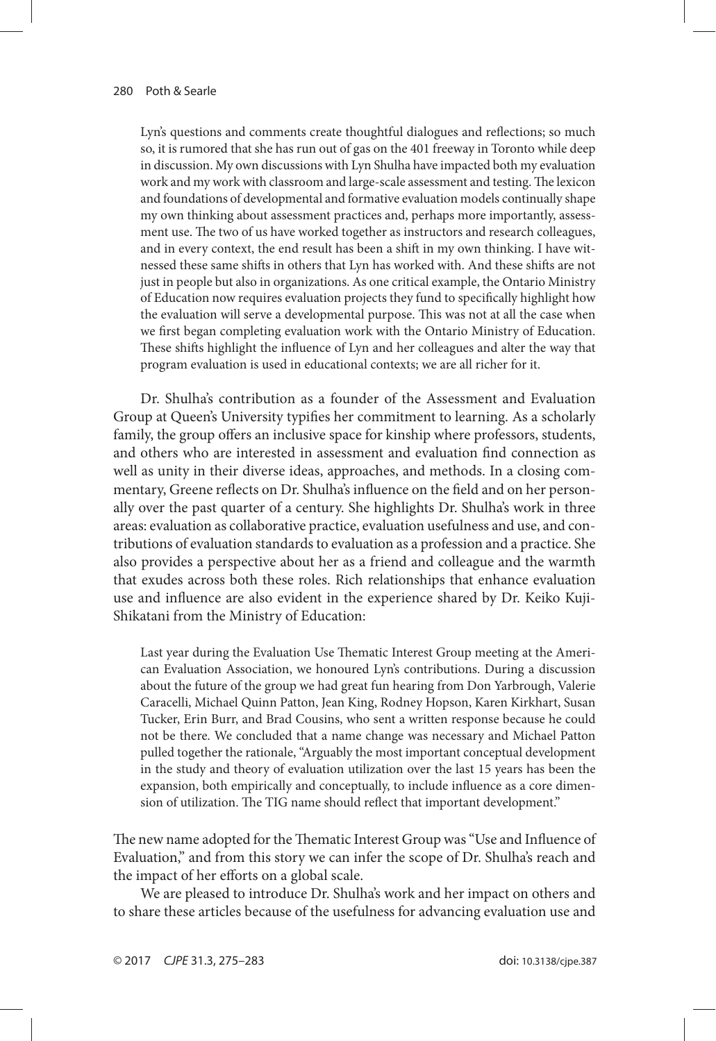> Lyn's questions and comments create thoughtful dialogues and reflections; so much so, it is rumored that she has run out of gas on the 401 freeway in Toronto while deep in discussion. My own discussions with Lyn Shulha have impacted both my evaluation work and my work with classroom and large-scale assessment and testing. The lexicon and foundations of developmental and formative evaluation models continually shape my own thinking about assessment practices and, perhaps more importantly, assessment use. The two of us have worked together as instructors and research colleagues, and in every context, the end result has been a shift in my own thinking. I have witnessed these same shifts in others that Lyn has worked with. And these shifts are not just in people but also in organizations. As one critical example, the Ontario Ministry of Education now requires evaluation projects they fund to specifically highlight how the evaluation will serve a developmental purpose. This was not at all the case when we first began completing evaluation work with the Ontario Ministry of Education. These shifts highlight the influence of Lyn and her colleagues and alter the way that program evaluation is used in educational contexts; we are all richer for it.

Dr. Shulha's contribution as a founder of the Assessment and Evaluation Group at Queen's University typifies her commitment to learning. As a scholarly family, the group offers an inclusive space for kinship where professors, students, and others who are interested in assessment and evaluation find connection as well as unity in their diverse ideas, approaches, and methods. In a closing commentary, Greene reflects on Dr. Shulha's influence on the field and on her personally over the past quarter of a century. She highlights Dr. Shulha's work in three areas: evaluation as collaborative practice, evaluation usefulness and use, and contributions of evaluation standards to evaluation as a profession and a practice. She also provides a perspective about her as a friend and colleague and the warmth that exudes across both these roles. Rich relationships that enhance evaluation use and influence are also evident in the experience shared by Dr. Keiko Kuji-Shikatani from the Ministry of Education:

> Last year during the Evaluation Use Thematic Interest Group meeting at the American Evaluation Association, we honoured Lyn's contributions. During a discussion about the future of the group we had great fun hearing from Don Yarbrough, Valerie Caracelli, Michael Quinn Patton, Jean King, Rodney Hopson, Karen Kirkhart, Susan Tucker, Erin Burr, and Brad Cousins, who sent a written response because he could not be there. We concluded that a name change was necessary and Michael Patton pulled together the rationale, "Arguably the most important conceptual development in the study and theory of evaluation utilization over the last 15 years has been the expansion, both empirically and conceptually, to include influence as a core dimension of utilization. The TIG name should reflect that important development."

The new name adopted for the Thematic Interest Group was "Use and Influence of Evaluation," and from this story we can infer the scope of Dr. Shulha's reach and the impact of her efforts on a global scale.

We are pleased to introduce Dr. Shulha's work and her impact on others and to share these articles because of the usefulness for advancing evaluation use and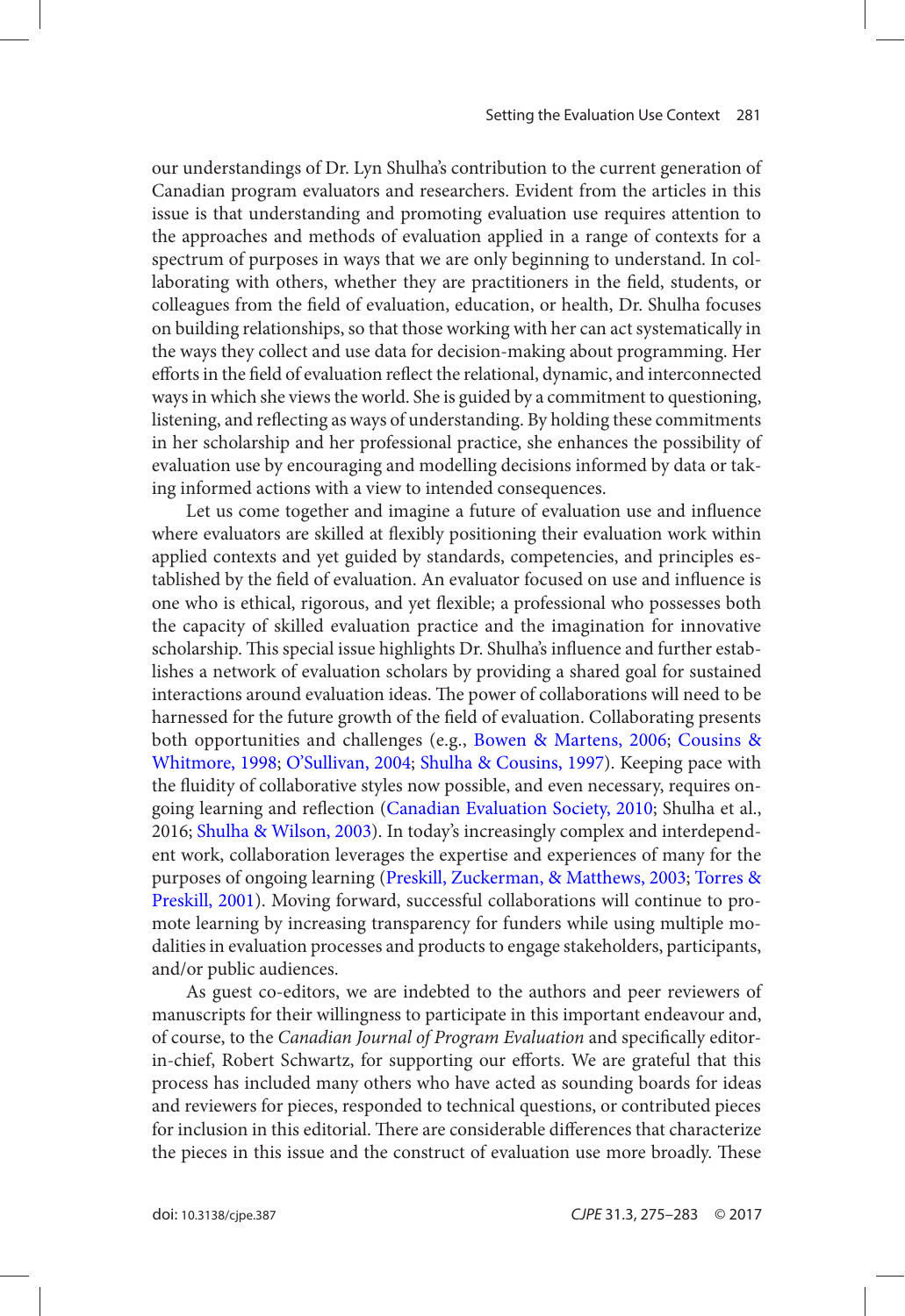our understandings of Dr. Lyn Shulha's contribution to the current generation of Canadian program evaluators and researchers. Evident from the articles in this issue is that understanding and promoting evaluation use requires attention to the approaches and methods of evaluation applied in a range of contexts for a spectrum of purposes in ways that we are only beginning to understand. In collaborating with others, whether they are practitioners in the field, students, or colleagues from the field of evaluation, education, or health, Dr. Shulha focuses on building relationships, so that those working with her can act systematically in the ways they collect and use data for decision-making about programming. Her efforts in the field of evaluation reflect the relational, dynamic, and interconnected ways in which she views the world. She is guided by a commitment to questioning, listening, and reflecting as ways of understanding. By holding these commitments in her scholarship and her professional practice, she enhances the possibility of evaluation use by encouraging and modelling decisions informed by data or taking informed actions with a view to intended consequences.

Let us come together and imagine a future of evaluation use and influence where evaluators are skilled at flexibly positioning their evaluation work within applied contexts and yet guided by standards, competencies, and principles established by the field of evaluation. An evaluator focused on use and influence is one who is ethical, rigorous, and yet flexible; a professional who possesses both the capacity of skilled evaluation practice and the imagination for innovative scholarship. This special issue highlights Dr. Shulha's influence and further establishes a network of evaluation scholars by providing a shared goal for sustained interactions around evaluation ideas. The power of collaborations will need to be harnessed for the future growth of the field of evaluation. Collaborating presents both opportunities and challenges (e.g., Bowen & Martens, 2006; Cousins & Whitmore, 1998; O'Sullivan, 2004; Shulha & Cousins, 1997). Keeping pace with the fluidity of collaborative styles now possible, and even necessary, requires ongoing learning and reflection (Canadian Evaluation Society, 2010; Shulha et al., 2016; Shulha & Wilson, 2003). In today's increasingly complex and interdependent work, collaboration leverages the expertise and experiences of many for the purposes of ongoing learning (Preskill, Zuckerman, & Matthews, 2003; Torres & Preskill, 2001). Moving forward, successful collaborations will continue to promote learning by increasing transparency for funders while using multiple modalities in evaluation processes and products to engage stakeholders, participants, and/or public audiences.

As guest co-editors, we are indebted to the authors and peer reviewers of manuscripts for their willingness to participate in this important endeavour and, of course, to the *Canadian Journal of Program Evaluation* and specifically editor-in-chief, Robert Schwartz, for supporting our efforts. We are grateful that this process has included many others who have acted as sounding boards for ideas and reviewers for pieces, responded to technical questions, or contributed pieces for inclusion in this editorial. There are considerable differences that characterize the pieces in this issue and the construct of evaluation use more broadly. These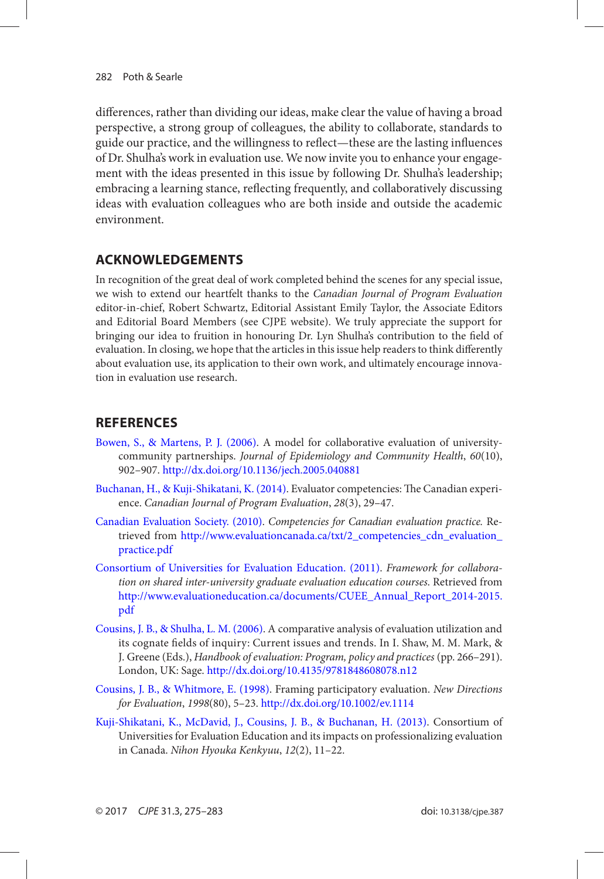differences, rather than dividing our ideas, make clear the value of having a broad perspective, a strong group of colleagues, the ability to collaborate, standards to guide our practice, and the willingness to reflect—these are the lasting influences of Dr. Shulha's work in evaluation use. We now invite you to enhance your engagement with the ideas presented in this issue by following Dr. Shulha's leadership; embracing a learning stance, reflecting frequently, and collaboratively discussing ideas with evaluation colleagues who are both inside and outside the academic environment.

## ACKNOWLEDGEMENTS

In recognition of the great deal of work completed behind the scenes for any special issue, we wish to extend our heartfelt thanks to the *Canadian Journal of Program Evaluation* editor-in-chief, Robert Schwartz, Editorial Assistant Emily Taylor, the Associate Editors and Editorial Board Members (see CJPE website). We truly appreciate the support for bringing our idea to fruition in honouring Dr. Lyn Shulha's contribution to the field of evaluation. In closing, we hope that the articles in this issue help readers to think differently about evaluation use, its application to their own work, and ultimately encourage innovation in evaluation use research.

## REFERENCES

Bowen, S., & Martens, P. J. (2006). A model for collaborative evaluation of university-community partnerships. *Journal of Epidemiology and Community Health*, *60*(10), 902–907. http://dx.doi.org/10.1136/jech.2005.040881

Buchanan, H., & Kuji-Shikatani, K. (2014). Evaluator competencies: The Canadian experience. *Canadian Journal of Program Evaluation*, *28*(3), 29–47.

Canadian Evaluation Society. (2010). *Competencies for Canadian evaluation practice.* Retrieved from http://www.evaluationcanada.ca/txt/2_competencies_cdn_evaluation_practice.pdf

Consortium of Universities for Evaluation Education. (2011). *Framework for collaboration on shared inter-university graduate evaluation education courses*. Retrieved from http://www.evaluationeducation.ca/documents/CUEE_Annual_Report_2014-2015.pdf

Cousins, J. B., & Shulha, L. M. (2006). A comparative analysis of evaluation utilization and its cognate fields of inquiry: Current issues and trends. In I. Shaw, M. M. Mark, & J. Greene (Eds.), *Handbook of evaluation: Program, policy and practices* (pp. 266–291). London, UK: Sage. http://dx.doi.org/10.4135/9781848608078.n12

Cousins, J. B., & Whitmore, E. (1998). Framing participatory evaluation. *New Directions for Evaluation*, *1998*(80), 5–23. http://dx.doi.org/10.1002/ev.1114

Kuji-Shikatani, K., McDavid, J., Cousins, J. B., & Buchanan, H. (2013). Consortium of Universities for Evaluation Education and its impacts on professionalizing evaluation in Canada. *Nihon Hyouka Kenkyuu*, *12*(2), 11–22.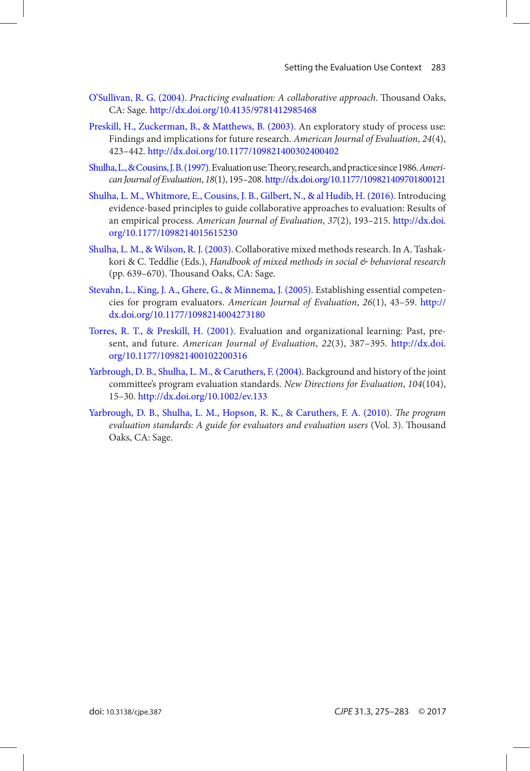O'Sullivan, R. G. (2004). *Practicing evaluation: A collaborative approach*. Thousand Oaks, CA: Sage. http://dx.doi.org/10.4135/9781412985468

Preskill, H., Zuckerman, B., & Matthews, B. (2003). An exploratory study of process use: Findings and implications for future research. *American Journal of Evaluation*, *24*(4), 423–442. http://dx.doi.org/10.1177/109821400302400402

Shulha, L., & Cousins, J. B. (1997). Evaluation use: Theory, research, and practice since 1986. *American Journal of Evaluation*, *18*(1), 195–208. http://dx.doi.org/10.1177/109821409701800121

Shulha, L. M., Whitmore, E., Cousins, J. B., Gilbert, N., & al Hudib, H. (2016). Introducing evidence-based principles to guide collaborative approaches to evaluation: Results of an empirical process. *American Journal of Evaluation*, *37*(2), 193–215. http://dx.doi.org/10.1177/1098214015615230

Shulha, L. M., & Wilson, R. J. (2003). Collaborative mixed methods research. In A. Tashakkori & C. Teddlie (Eds.), *Handbook of mixed methods in social & behavioral research* (pp. 639–670). Thousand Oaks, CA: Sage.

Stevahn, L., King, J. A., Ghere, G., & Minnema, J. (2005). Establishing essential competencies for program evaluators. *American Journal of Evaluation*, *26*(1), 43–59. http://dx.doi.org/10.1177/1098214004273180

Torres, R. T., & Preskill, H. (2001). Evaluation and organizational learning: Past, present, and future. *American Journal of Evaluation*, *22*(3), 387–395. http://dx.doi.org/10.1177/109821400102200316

Yarbrough, D. B., Shulha, L. M., & Caruthers, F. (2004). Background and history of the joint committee's program evaluation standards. *New Directions for Evaluation*, *104*(104), 15–30. http://dx.doi.org/10.1002/ev.133

Yarbrough, D. B., Shulha, L. M., Hopson, R. K., & Caruthers, F. A. (2010). *The program evaluation standards: A guide for evaluators and evaluation users* (Vol. 3). Thousand Oaks, CA: Sage.